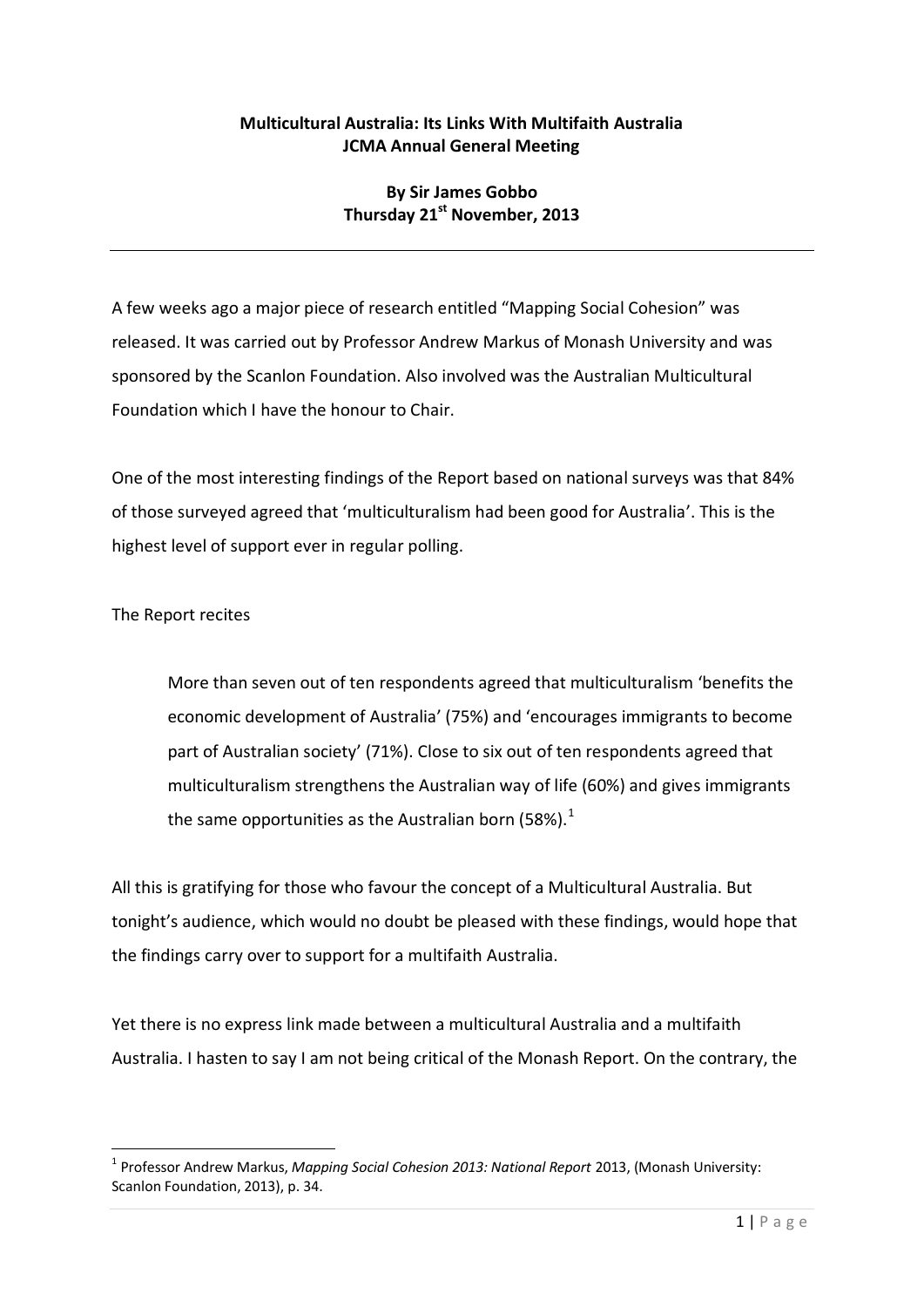**Multicultural Australia: Its Links With Multifaith Australia**
**JCMA Annual General Meeting**

**By Sir James Gobbo**
**Thursday 21st November, 2013**

---

A few weeks ago a major piece of research entitled "Mapping Social Cohesion" was released. It was carried out by Professor Andrew Markus of Monash University and was sponsored by the Scanlon Foundation. Also involved was the Australian Multicultural Foundation which I have the honour to Chair.

One of the most interesting findings of the Report based on national surveys was that 84% of those surveyed agreed that 'multiculturalism had been good for Australia'. This is the highest level of support ever in regular polling.

The Report recites

> More than seven out of ten respondents agreed that multiculturalism 'benefits the economic development of Australia' (75%) and 'encourages immigrants to become part of Australian society' (71%). Close to six out of ten respondents agreed that multiculturalism strengthens the Australian way of life (60%) and gives immigrants the same opportunities as the Australian born (58%).[1]

All this is gratifying for those who favour the concept of a Multicultural Australia. But tonight's audience, which would no doubt be pleased with these findings, would hope that the findings carry over to support for a multifaith Australia.

Yet there is no express link made between a multicultural Australia and a multifaith Australia. I hasten to say I am not being critical of the Monash Report. On the contrary, the

---

[1] Professor Andrew Markus, *Mapping Social Cohesion 2013: National Report* 2013, (Monash University: Scanlon Foundation, 2013), p. 34.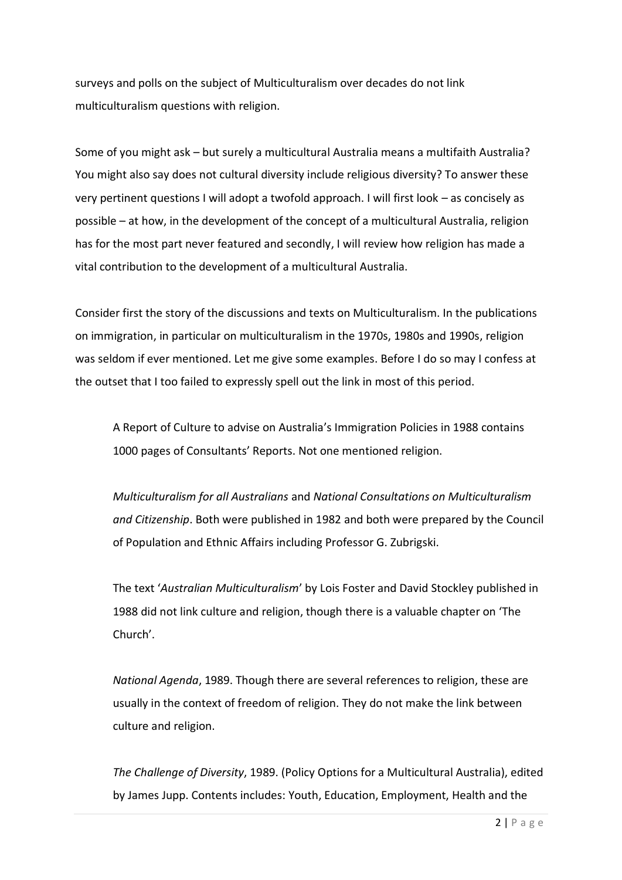surveys and polls on the subject of Multiculturalism over decades do not link multiculturalism questions with religion.

Some of you might ask – but surely a multicultural Australia means a multifaith Australia? You might also say does not cultural diversity include religious diversity? To answer these very pertinent questions I will adopt a twofold approach. I will first look – as concisely as possible – at how, in the development of the concept of a multicultural Australia, religion has for the most part never featured and secondly, I will review how religion has made a vital contribution to the development of a multicultural Australia.

Consider first the story of the discussions and texts on Multiculturalism. In the publications on immigration, in particular on multiculturalism in the 1970s, 1980s and 1990s, religion was seldom if ever mentioned. Let me give some examples. Before I do so may I confess at the outset that I too failed to expressly spell out the link in most of this period.

> A Report of Culture to advise on Australia's Immigration Policies in 1988 contains 1000 pages of Consultants' Reports. Not one mentioned religion.
>
> *Multiculturalism for all Australians* and *National Consultations on Multiculturalism and Citizenship*. Both were published in 1982 and both were prepared by the Council of Population and Ethnic Affairs including Professor G. Zubrigski.
>
> The text '*Australian Multiculturalism*' by Lois Foster and David Stockley published in 1988 did not link culture and religion, though there is a valuable chapter on 'The Church'.
>
> *National Agenda*, 1989. Though there are several references to religion, these are usually in the context of freedom of religion. They do not make the link between culture and religion.
>
> *The Challenge of Diversity*, 1989. (Policy Options for a Multicultural Australia), edited by James Jupp. Contents includes: Youth, Education, Employment, Health and the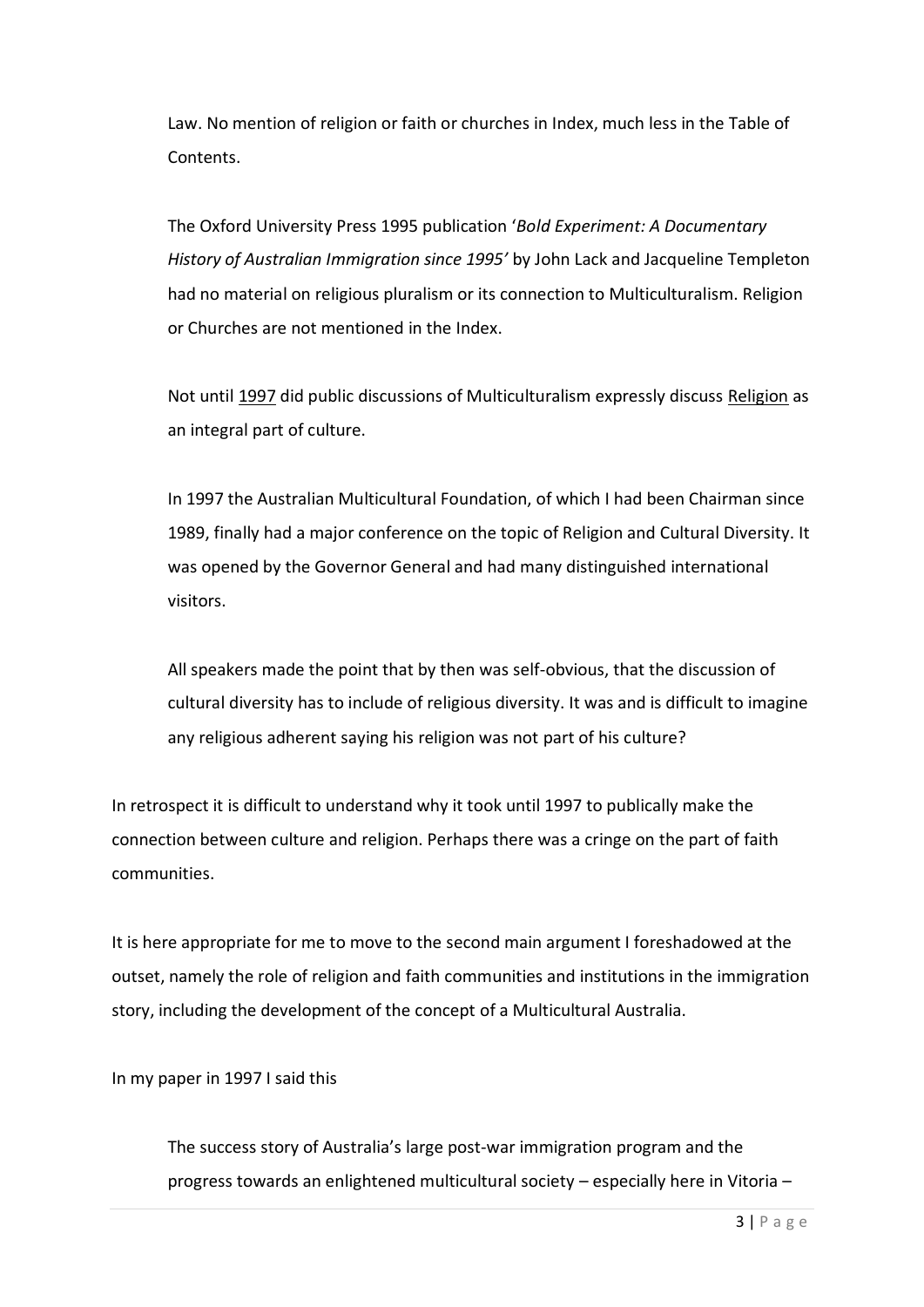Law. No mention of religion or faith or churches in Index, much less in the Table of Contents.

The Oxford University Press 1995 publication '*Bold Experiment: A Documentary History of Australian Immigration since 1995'* by John Lack and Jacqueline Templeton had no material on religious pluralism or its connection to Multiculturalism. Religion or Churches are not mentioned in the Index.

Not until <u>1997</u> did public discussions of Multiculturalism expressly discuss <u>Religion</u> as an integral part of culture.

In 1997 the Australian Multicultural Foundation, of which I had been Chairman since 1989, finally had a major conference on the topic of Religion and Cultural Diversity. It was opened by the Governor General and had many distinguished international visitors.

All speakers made the point that by then was self-obvious, that the discussion of cultural diversity has to include of religious diversity. It was and is difficult to imagine any religious adherent saying his religion was not part of his culture?

In retrospect it is difficult to understand why it took until 1997 to publically make the connection between culture and religion. Perhaps there was a cringe on the part of faith communities.

It is here appropriate for me to move to the second main argument I foreshadowed at the outset, namely the role of religion and faith communities and institutions in the immigration story, including the development of the concept of a Multicultural Australia.

In my paper in 1997 I said this

> The success story of Australia's large post-war immigration program and the progress towards an enlightened multicultural society – especially here in Vitoria –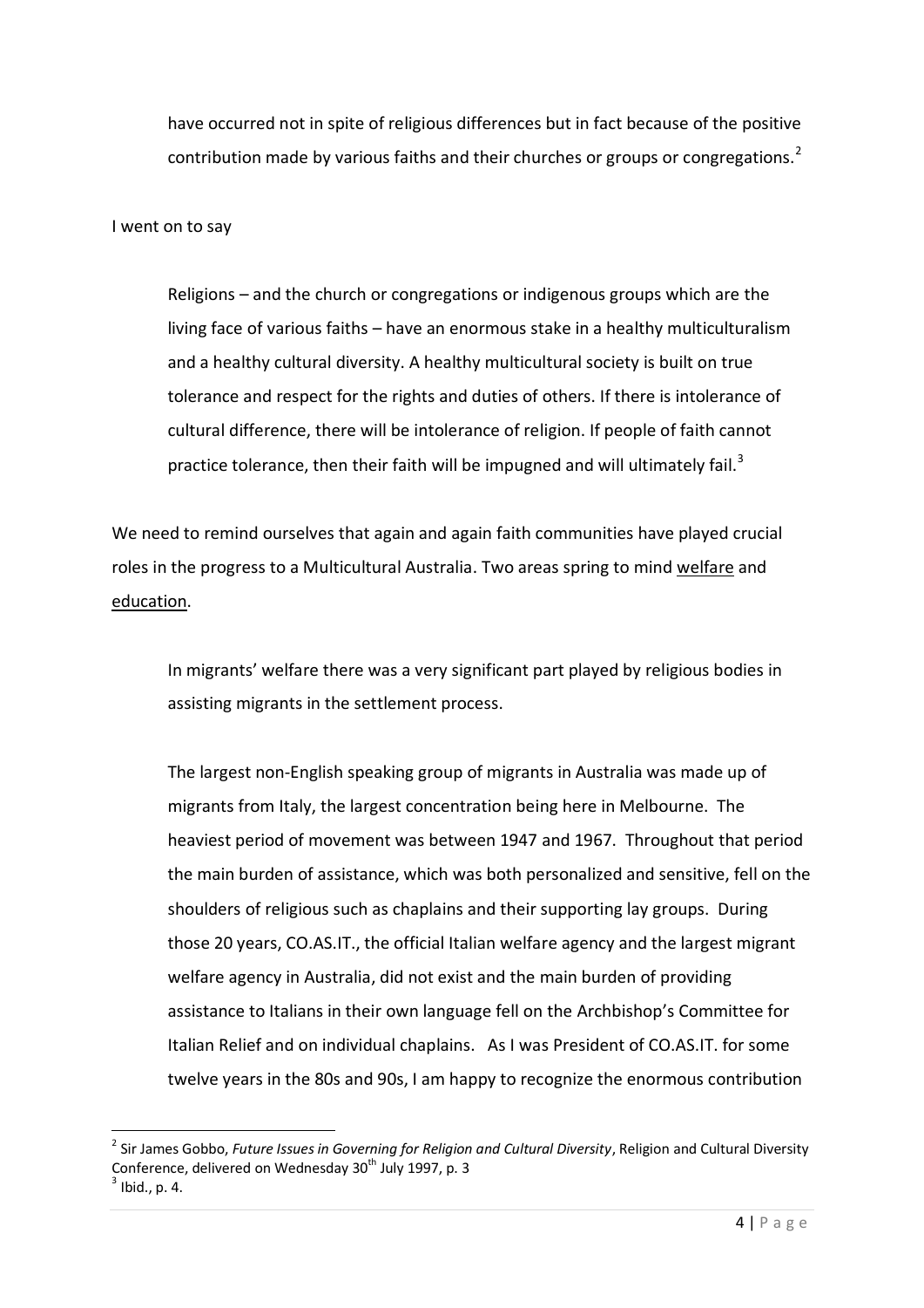> have occurred not in spite of religious differences but in fact because of the positive contribution made by various faiths and their churches or groups or congregations.[2]

I went on to say

> Religions – and the church or congregations or indigenous groups which are the living face of various faiths – have an enormous stake in a healthy multiculturalism and a healthy cultural diversity. A healthy multicultural society is built on true tolerance and respect for the rights and duties of others. If there is intolerance of cultural difference, there will be intolerance of religion. If people of faith cannot practice tolerance, then their faith will be impugned and will ultimately fail.[3]

We need to remind ourselves that again and again faith communities have played crucial roles in the progress to a Multicultural Australia. Two areas spring to mind <u>welfare</u> and <u>education</u>.

> In migrants' welfare there was a very significant part played by religious bodies in assisting migrants in the settlement process.
>
> The largest non-English speaking group of migrants in Australia was made up of migrants from Italy, the largest concentration being here in Melbourne. The heaviest period of movement was between 1947 and 1967. Throughout that period the main burden of assistance, which was both personalized and sensitive, fell on the shoulders of religious such as chaplains and their supporting lay groups. During those 20 years, CO.AS.IT., the official Italian welfare agency and the largest migrant welfare agency in Australia, did not exist and the main burden of providing assistance to Italians in their own language fell on the Archbishop's Committee for Italian Relief and on individual chaplains. As I was President of CO.AS.IT. for some twelve years in the 80s and 90s, I am happy to recognize the enormous contribution

---

[2] Sir James Gobbo, *Future Issues in Governing for Religion and Cultural Diversity*, Religion and Cultural Diversity Conference, delivered on Wednesday 30th July 1997, p. 3

[3] Ibid., p. 4.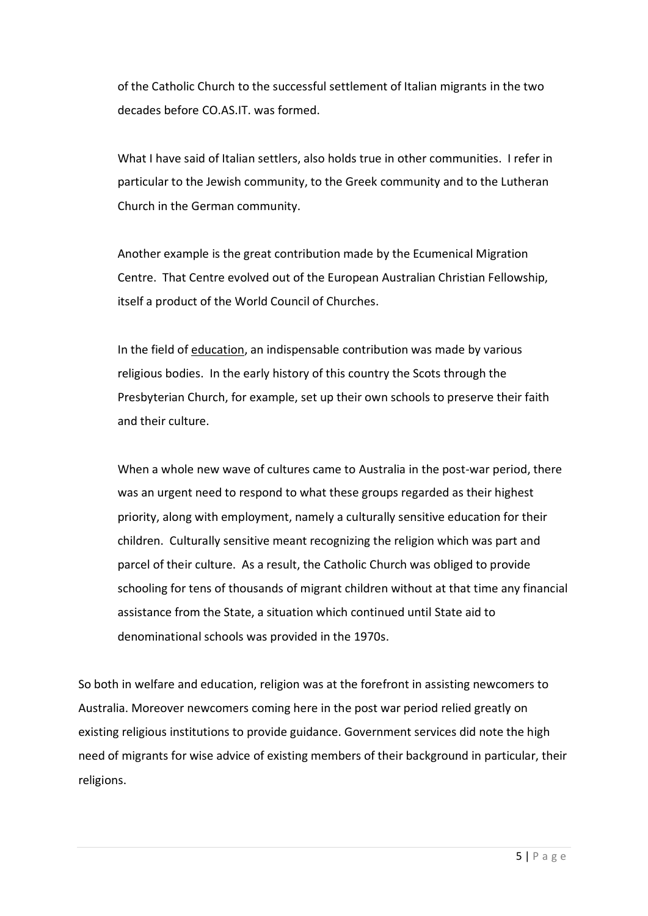of the Catholic Church to the successful settlement of Italian migrants in the two decades before CO.AS.IT. was formed.

What I have said of Italian settlers, also holds true in other communities. I refer in particular to the Jewish community, to the Greek community and to the Lutheran Church in the German community.

Another example is the great contribution made by the Ecumenical Migration Centre. That Centre evolved out of the European Australian Christian Fellowship, itself a product of the World Council of Churches.

In the field of <u>education</u>, an indispensable contribution was made by various religious bodies. In the early history of this country the Scots through the Presbyterian Church, for example, set up their own schools to preserve their faith and their culture.

When a whole new wave of cultures came to Australia in the post-war period, there was an urgent need to respond to what these groups regarded as their highest priority, along with employment, namely a culturally sensitive education for their children. Culturally sensitive meant recognizing the religion which was part and parcel of their culture. As a result, the Catholic Church was obliged to provide schooling for tens of thousands of migrant children without at that time any financial assistance from the State, a situation which continued until State aid to denominational schools was provided in the 1970s.

So both in welfare and education, religion was at the forefront in assisting newcomers to Australia. Moreover newcomers coming here in the post war period relied greatly on existing religious institutions to provide guidance. Government services did note the high need of migrants for wise advice of existing members of their background in particular, their religions.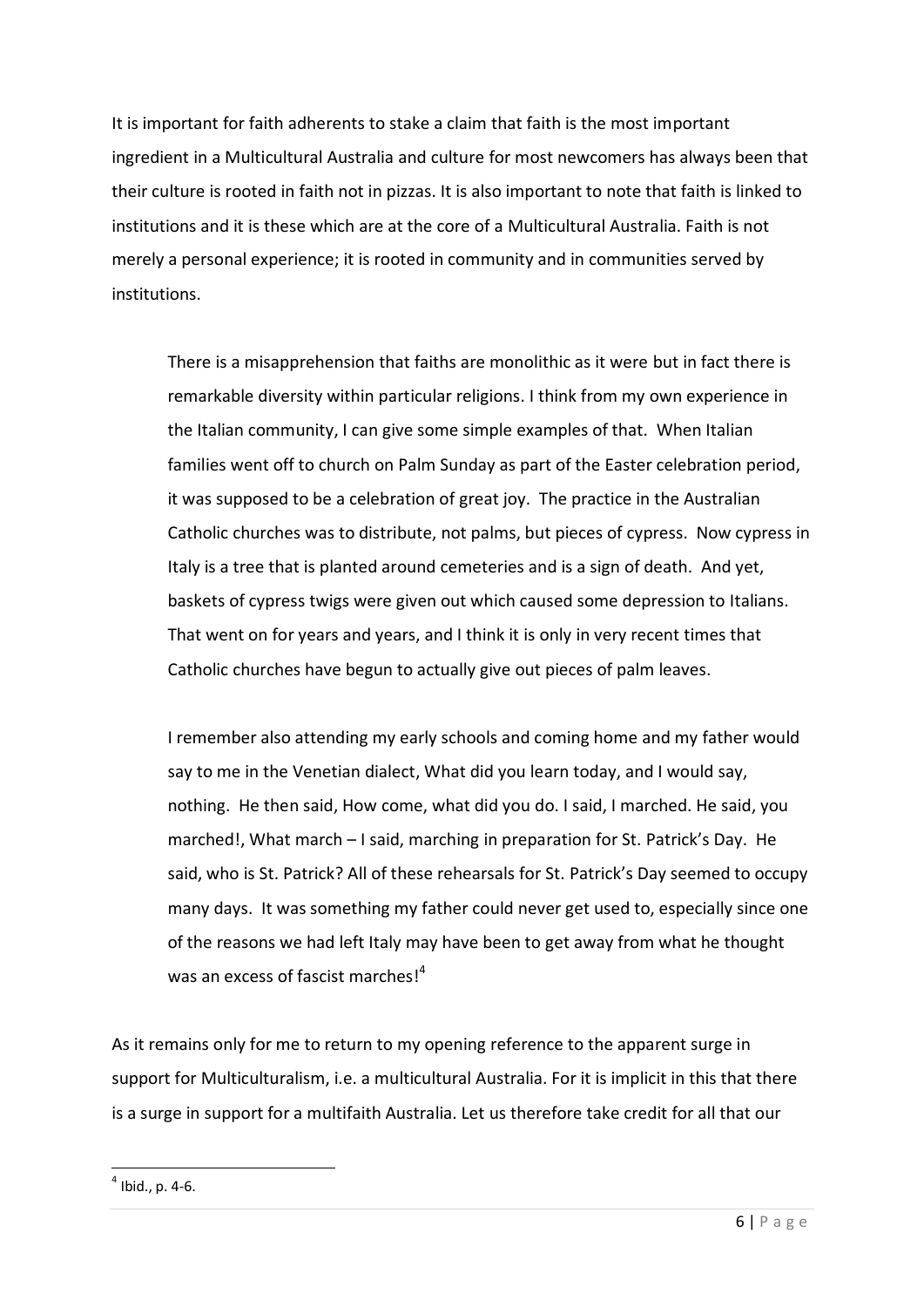It is important for faith adherents to stake a claim that faith is the most important ingredient in a Multicultural Australia and culture for most newcomers has always been that their culture is rooted in faith not in pizzas. It is also important to note that faith is linked to institutions and it is these which are at the core of a Multicultural Australia. Faith is not merely a personal experience; it is rooted in community and in communities served by institutions.

> There is a misapprehension that faiths are monolithic as it were but in fact there is remarkable diversity within particular religions. I think from my own experience in the Italian community, I can give some simple examples of that. When Italian families went off to church on Palm Sunday as part of the Easter celebration period, it was supposed to be a celebration of great joy. The practice in the Australian Catholic churches was to distribute, not palms, but pieces of cypress. Now cypress in Italy is a tree that is planted around cemeteries and is a sign of death. And yet, baskets of cypress twigs were given out which caused some depression to Italians. That went on for years and years, and I think it is only in very recent times that Catholic churches have begun to actually give out pieces of palm leaves.
>
> I remember also attending my early schools and coming home and my father would say to me in the Venetian dialect, What did you learn today, and I would say, nothing. He then said, How come, what did you do. I said, I marched. He said, you marched!, What march – I said, marching in preparation for St. Patrick's Day. He said, who is St. Patrick? All of these rehearsals for St. Patrick's Day seemed to occupy many days. It was something my father could never get used to, especially since one of the reasons we had left Italy may have been to get away from what he thought was an excess of fascist marches![4]

As it remains only for me to return to my opening reference to the apparent surge in support for Multiculturalism, i.e. a multicultural Australia. For it is implicit in this that there is a surge in support for a multifaith Australia. Let us therefore take credit for all that our

---

[4] Ibid., p. 4-6.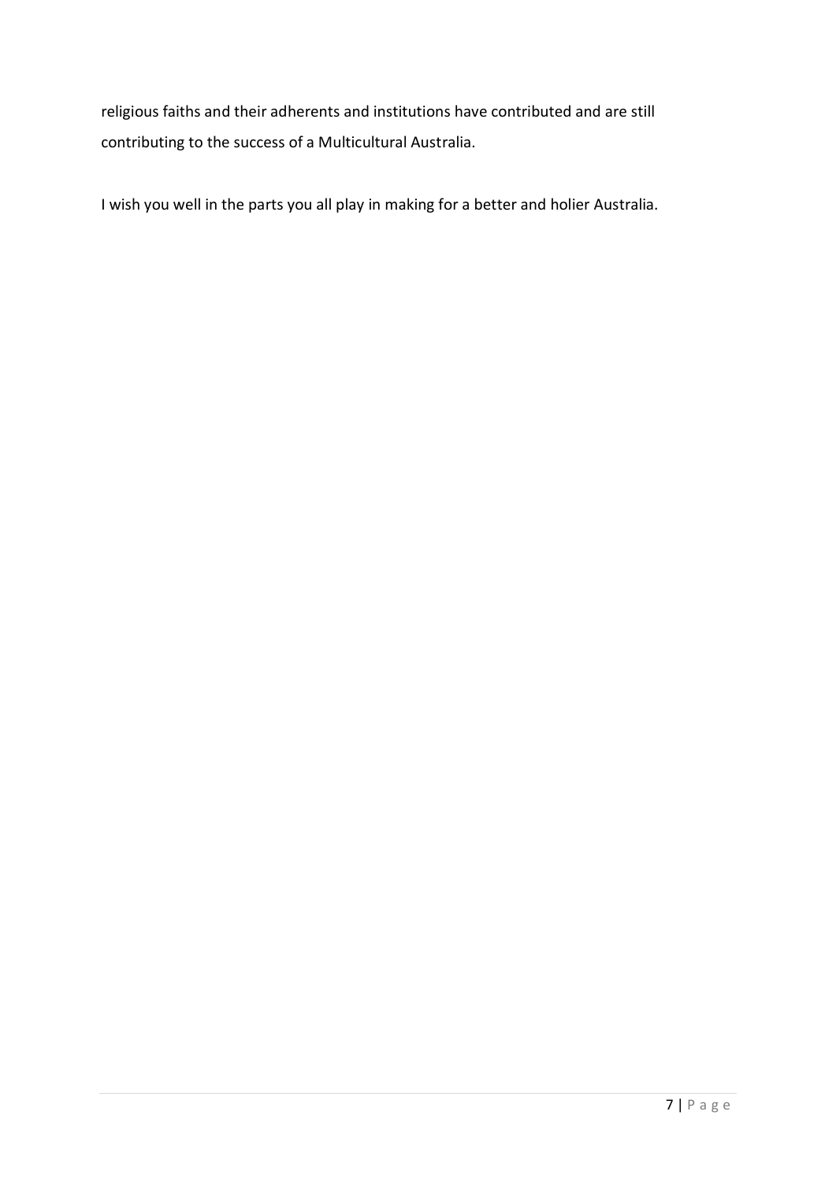religious faiths and their adherents and institutions have contributed and are still contributing to the success of a Multicultural Australia.

I wish you well in the parts you all play in making for a better and holier Australia.